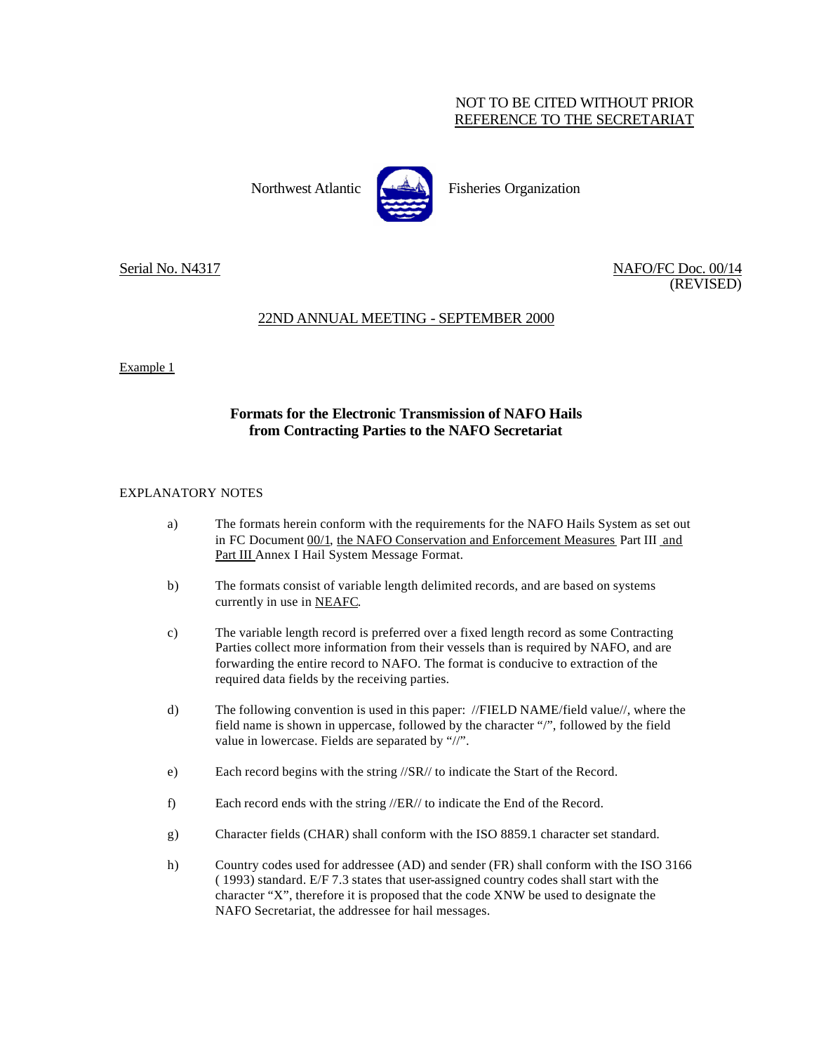NOT TO BE CITED WITHOUT PRIOR
REFERENCE TO THE SECRETARIAT

Northwest Atlantic Fisheries Organization

Serial No. N4317 NAFO/FC Doc. 00/14
(REVISED)

22ND ANNUAL MEETING - SEPTEMBER 2000

Example 1

## Formats for the Electronic Transmission of NAFO Hails from Contracting Parties to the NAFO Secretariat

EXPLANATORY NOTES

a) The formats herein conform with the requirements for the NAFO Hails System as set out in FC Document 00/1, the NAFO Conservation and Enforcement Measures Part III and Part III Annex I Hail System Message Format.

b) The formats consist of variable length delimited records, and are based on systems currently in use in NEAFC.

c) The variable length record is preferred over a fixed length record as some Contracting Parties collect more information from their vessels than is required by NAFO, and are forwarding the entire record to NAFO. The format is conducive to extraction of the required data fields by the receiving parties.

d) The following convention is used in this paper: //FIELD NAME/field value//, where the field name is shown in uppercase, followed by the character "/", followed by the field value in lowercase. Fields are separated by "//".

e) Each record begins with the string //SR// to indicate the Start of the Record.

f) Each record ends with the string //ER// to indicate the End of the Record.

g) Character fields (CHAR) shall conform with the ISO 8859.1 character set standard.

h) Country codes used for addressee (AD) and sender (FR) shall conform with the ISO 3166 ( 1993) standard. E/F 7.3 states that user-assigned country codes shall start with the character "X", therefore it is proposed that the code XNW be used to designate the NAFO Secretariat, the addressee for hail messages.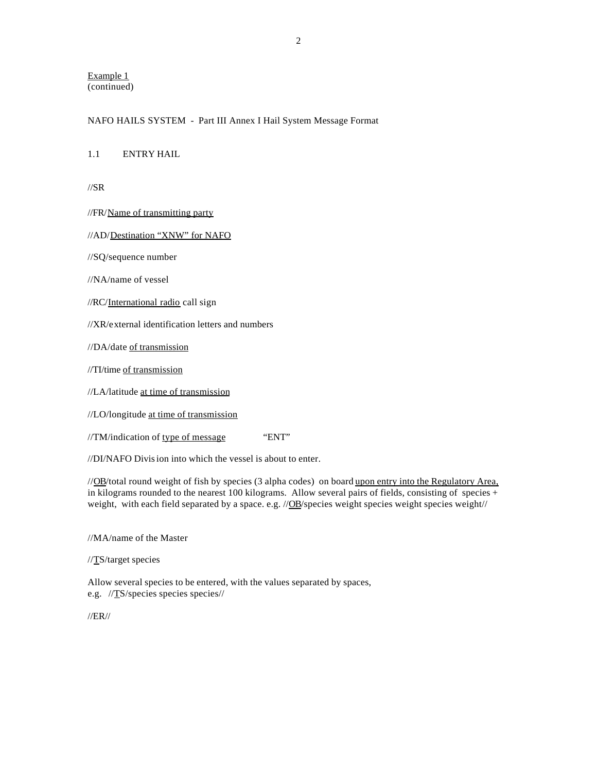Example 1
(continued)

NAFO HAILS SYSTEM - Part III Annex I Hail System Message Format

1.1 ENTRY HAIL

//SR

//FR/Name of transmitting party

//AD/Destination "XNW" for NAFO

//SQ/sequence number

//NA/name of vessel

//RC/International radio call sign

//XR/external identification letters and numbers

//DA/date of transmission

//TI/time of transmission

//LA/latitude at time of transmission

//LO/longitude at time of transmission

//TM/indication of type of message "ENT"

//DI/NAFO Division into which the vessel is about to enter.

//OB/total round weight of fish by species (3 alpha codes) on board upon entry into the Regulatory Area, in kilograms rounded to the nearest 100 kilograms. Allow several pairs of fields, consisting of species + weight, with each field separated by a space. e.g. //OB/species weight species weight species weight//

//MA/name of the Master

//TS/target species

Allow several species to be entered, with the values separated by spaces,
e.g. //TS/species species species//

//ER//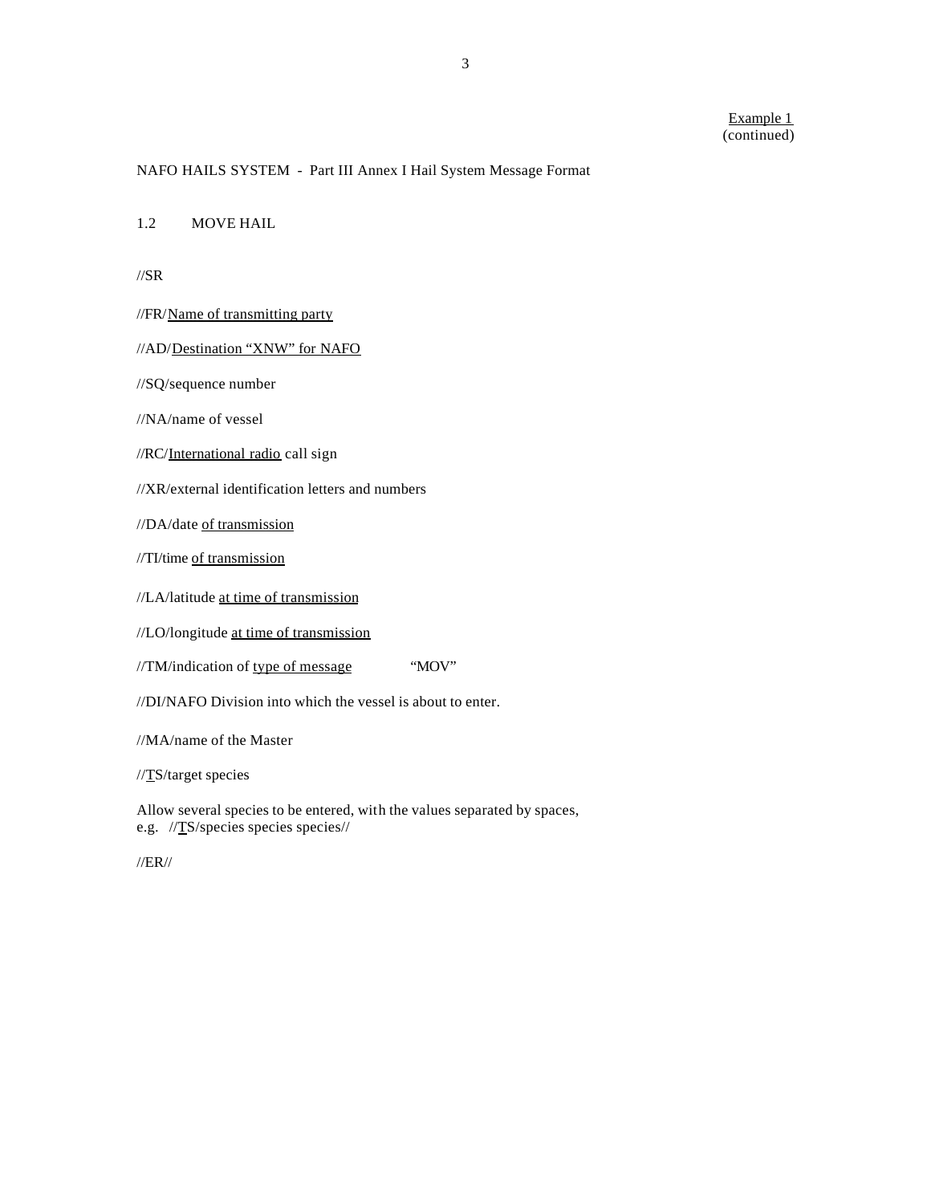Example 1
(continued)

NAFO HAILS SYSTEM - Part III Annex I Hail System Message Format

1.2 MOVE HAIL

//SR

//FR/Name of transmitting party

//AD/Destination "XNW" for NAFO

//SQ/sequence number

//NA/name of vessel

//RC/International radio call sign

//XR/external identification letters and numbers

//DA/date of transmission

//TI/time of transmission

//LA/latitude at time of transmission

//LO/longitude at time of transmission

//TM/indication of type of message "MOV"

//DI/NAFO Division into which the vessel is about to enter.

//MA/name of the Master

//TS/target species

Allow several species to be entered, with the values separated by spaces,
e.g. //TS/species species species//

//ER//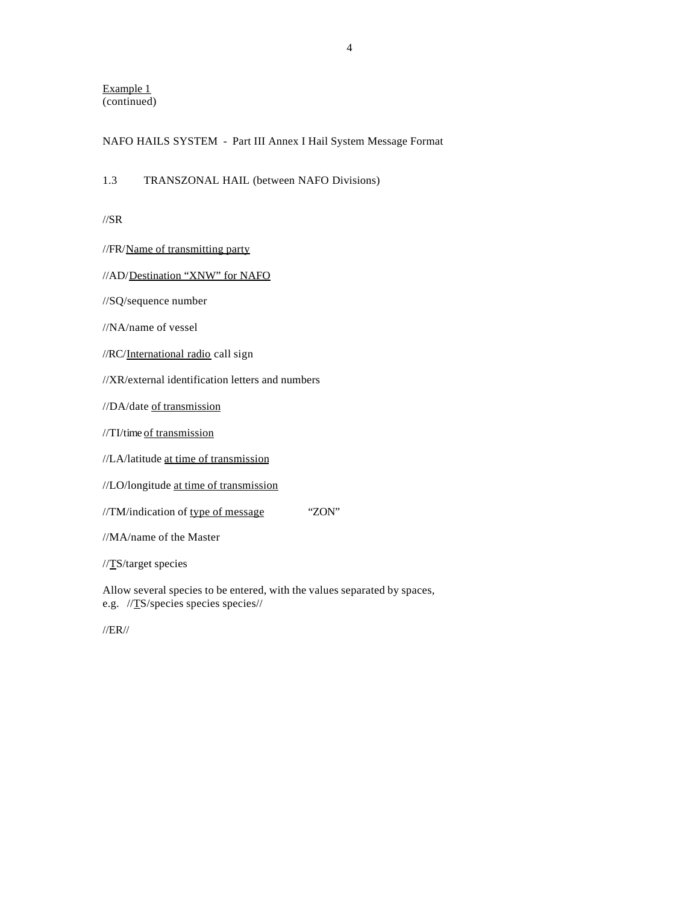<u>Example 1</u>
(continued)

NAFO HAILS SYSTEM - Part III Annex I Hail System Message Format

1.3 TRANSZONAL HAIL (between NAFO Divisions)

//SR

//FR/<u>Name of transmitting party</u>

//AD/<u>Destination "XNW" for NAFO</u>

//SQ/sequence number

//NA/name of vessel

//RC/<u>International radio</u> call sign

//XR/external identification letters and numbers

//DA/date <u>of transmission</u>

//TI/time <u>of transmission</u>

//LA/latitude <u>at time of transmission</u>

//LO/longitude <u>at time of transmission</u>

//TM/indication of <u>type of message</u> "ZON"

//MA/name of the Master

//<u>T</u>S/target species

Allow several species to be entered, with the values separated by spaces,
e.g. //<u>T</u>S/species species species//

//ER//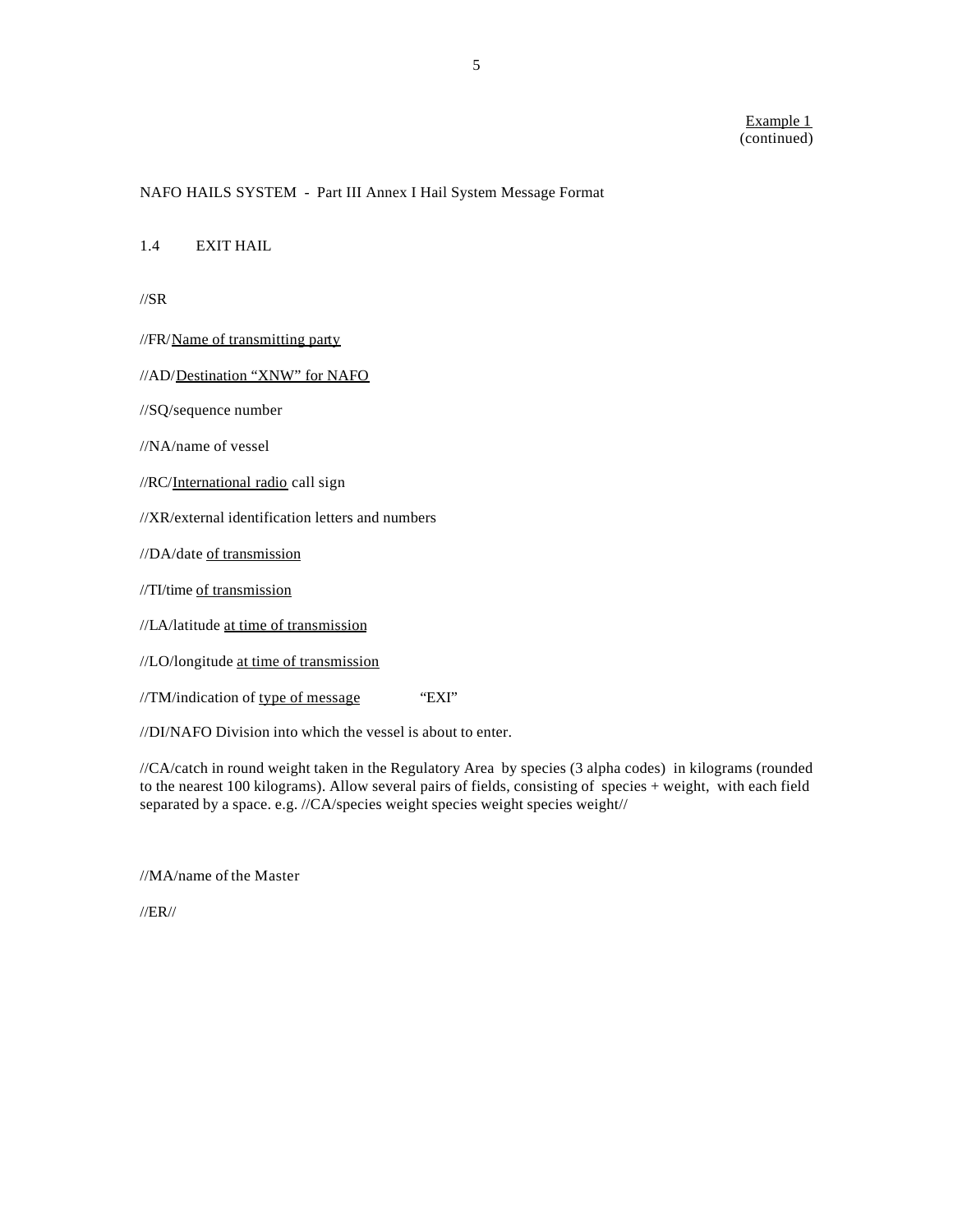Example 1
(continued)

NAFO HAILS SYSTEM - Part III Annex I Hail System Message Format

1.4 EXIT HAIL

//SR

//FR/Name of transmitting party

//AD/Destination "XNW" for NAFO

//SQ/sequence number

//NA/name of vessel

//RC/International radio call sign

//XR/external identification letters and numbers

//DA/date of transmission

//TI/time of transmission

//LA/latitude at time of transmission

//LO/longitude at time of transmission

//TM/indication of type of message "EXI"

//DI/NAFO Division into which the vessel is about to enter.

//CA/catch in round weight taken in the Regulatory Area by species (3 alpha codes) in kilograms (rounded to the nearest 100 kilograms). Allow several pairs of fields, consisting of species + weight, with each field separated by a space. e.g. //CA/species weight species weight species weight//

//MA/name of the Master

//ER//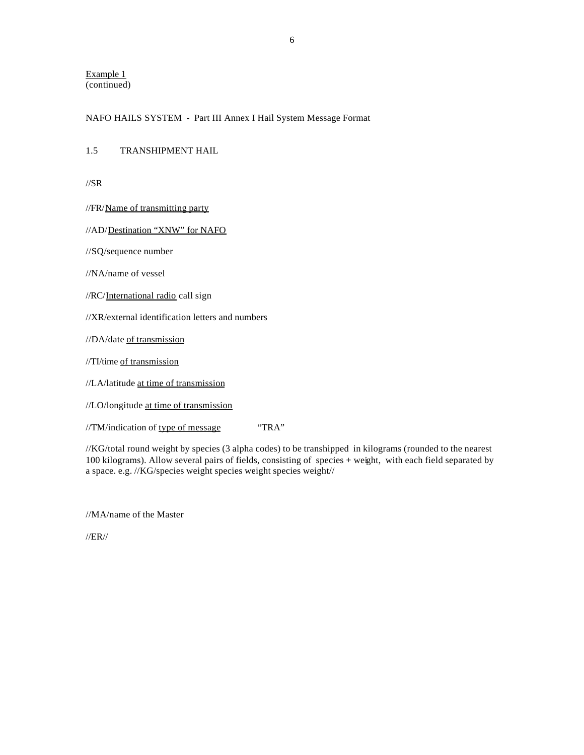<u>Example 1</u>
(continued)

NAFO HAILS SYSTEM - Part III Annex I Hail System Message Format

1.5 TRANSHIPMENT HAIL

//SR

//FR/<u>Name of transmitting party</u>

//AD/<u>Destination "XNW" for NAFO</u>

//SQ/sequence number

//NA/name of vessel

//RC/<u>International radio</u> call sign

//XR/external identification letters and numbers

//DA/date <u>of transmission</u>

//TI/time <u>of transmission</u>

//LA/latitude <u>at time of transmission</u>

//LO/longitude <u>at time of transmission</u>

//TM/indication of <u>type of message</u> "TRA"

//KG/total round weight by species (3 alpha codes) to be transhipped in kilograms (rounded to the nearest 100 kilograms). Allow several pairs of fields, consisting of species + weight, with each field separated by a space. e.g. //KG/species weight species weight species weight//

//MA/name of the Master

//ER//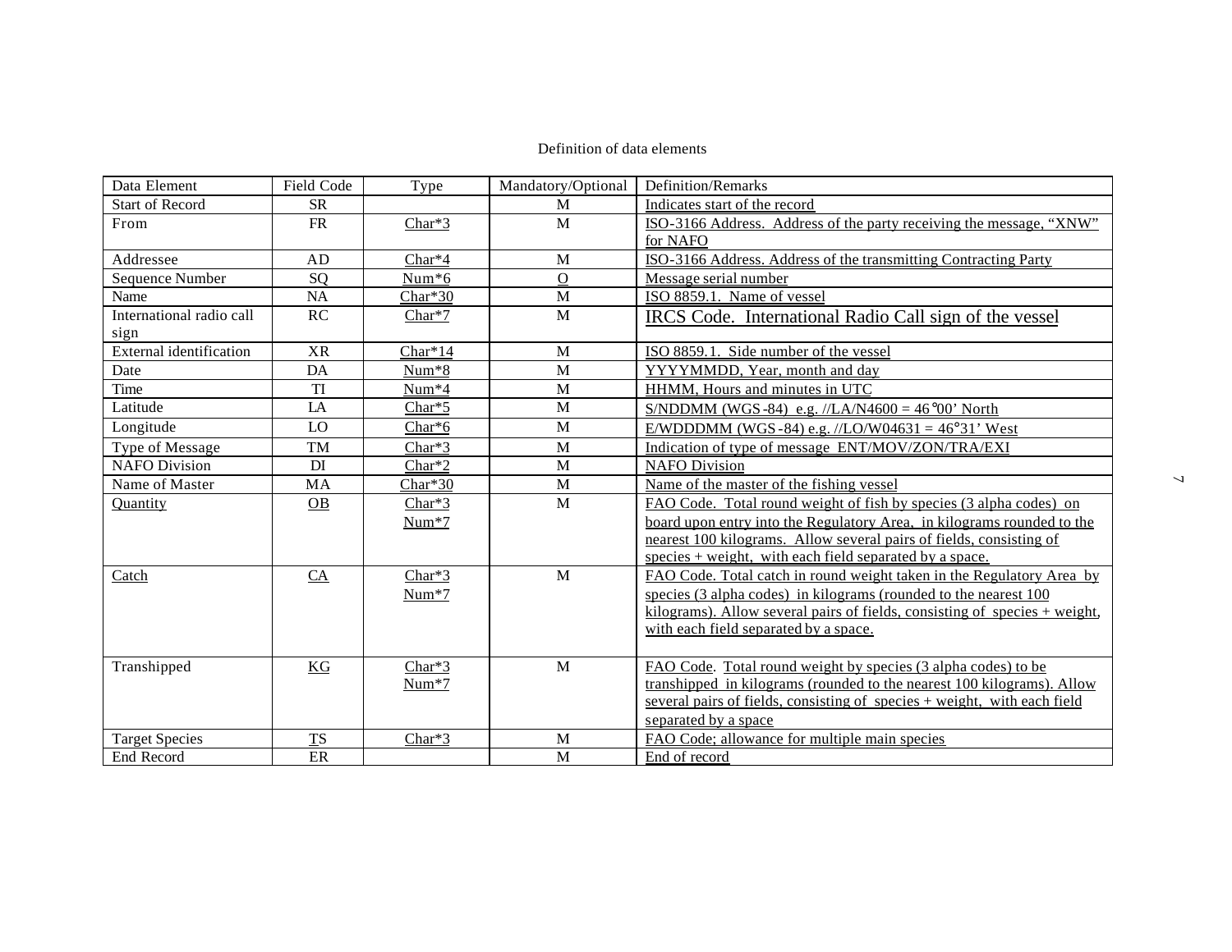Definition of data elements

| Data Element | Field Code | Type | Mandatory/Optional | Definition/Remarks |
|---|---|---|---|---|
| Start of Record | SR | | M | Indicates start of the record |
| From | FR | Char*3 | M | ISO-3166 Address. Address of the party receiving the message, "XNW" for NAFO |
| Addressee | AD | Char*4 | M | ISO-3166 Address. Address of the transmitting Contracting Party |
| Sequence Number | SQ | Num*6 | O | Message serial number |
| Name | NA | Char*30 | M | ISO 8859.1. Name of vessel |
| International radio call sign | RC | Char*7 | M | IRCS Code. International Radio Call sign of the vessel |
| External identification | XR | Char*14 | M | ISO 8859.1. Side number of the vessel |
| Date | DA | Num*8 | M | YYYYMMDD, Year, month and day |
| Time | TI | Num*4 | M | HHMM, Hours and minutes in UTC |
| Latitude | LA | Char*5 | M | S/NDDMM (WGS-84) e.g. //LA/N4600 = 46°00' North |
| Longitude | LO | Char*6 | M | E/WDDDMM (WGS-84) e.g. //LO/W04631 = 46°31' West |
| Type of Message | TM | Char*3 | M | Indication of type of message ENT/MOV/ZON/TRA/EXI |
| NAFO Division | DI | Char*2 | M | NAFO Division |
| Name of Master | MA | Char*30 | M | Name of the master of the fishing vessel |
| Quantity | OB | Char*3 Num*7 | M | FAO Code. Total round weight of fish by species (3 alpha codes) on board upon entry into the Regulatory Area, in kilograms rounded to the nearest 100 kilograms. Allow several pairs of fields, consisting of species + weight, with each field separated by a space. |
| Catch | CA | Char*3 Num*7 | M | FAO Code. Total catch in round weight taken in the Regulatory Area by species (3 alpha codes) in kilograms (rounded to the nearest 100 kilograms). Allow several pairs of fields, consisting of species + weight, with each field separated by a space. |
| Transhipped | KG | Char*3 Num*7 | M | FAO Code. Total round weight by species (3 alpha codes) to be transhipped in kilograms (rounded to the nearest 100 kilograms). Allow several pairs of fields, consisting of species + weight, with each field separated by a space |
| Target Species | TS | Char*3 | M | FAO Code; allowance for multiple main species |
| End Record | ER | | M | End of record |